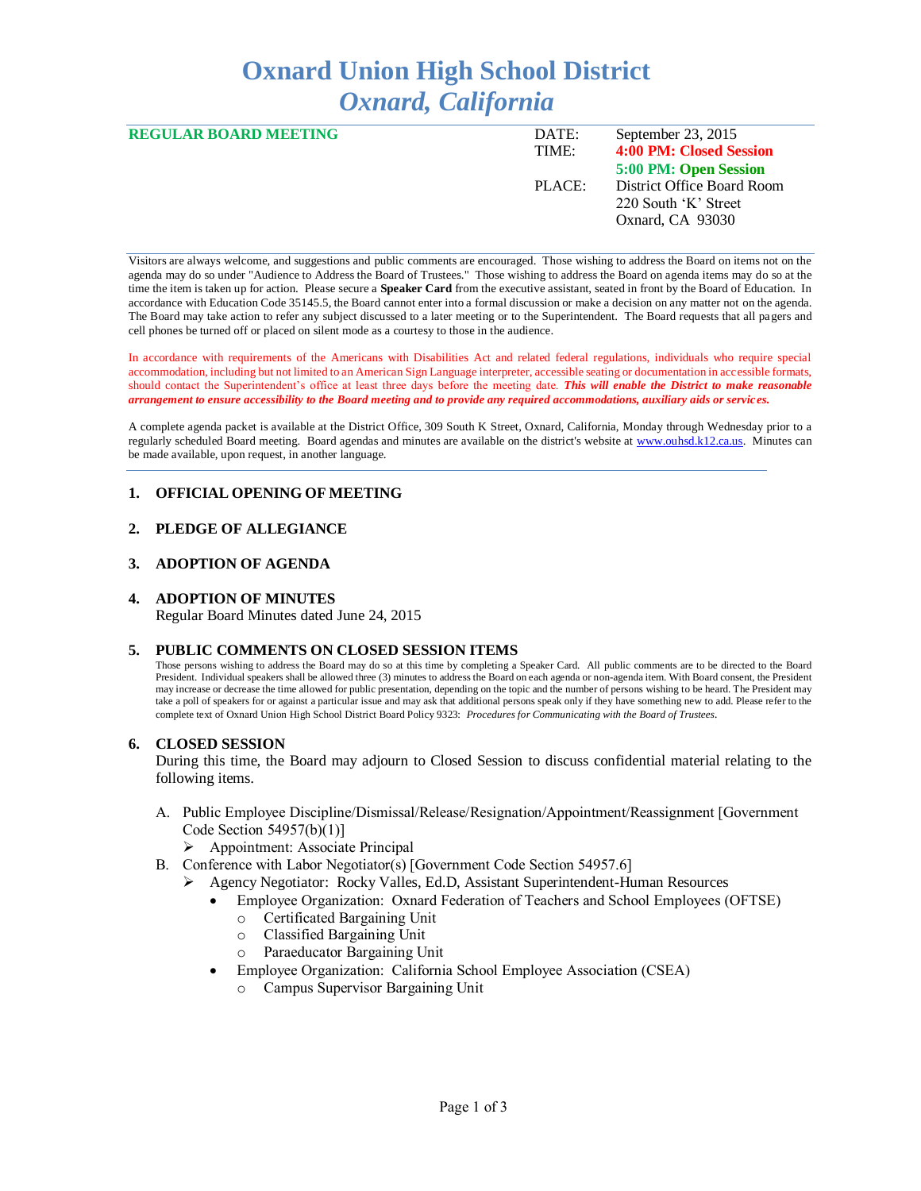# Oxnard Union High School District
## *Oxnard, California*

**REGULAR BOARD MEETING**

| | |
|---|---|
| DATE: | September 23, 2015 |
| TIME: | **4:00 PM: Closed Session** |
| | **5:00 PM: Open Session** |
| PLACE: | District Office Board Room |
| | 220 South 'K' Street |
| | Oxnard, CA 93030 |

Visitors are always welcome, and suggestions and public comments are encouraged. Those wishing to address the Board on items not on the agenda may do so under "Audience to Address the Board of Trustees." Those wishing to address the Board on agenda items may do so at the time the item is taken up for action. Please secure a **Speaker Card** from the executive assistant, seated in front by the Board of Education. In accordance with Education Code 35145.5, the Board cannot enter into a formal discussion or make a decision on any matter not on the agenda. The Board may take action to refer any subject discussed to a later meeting or to the Superintendent. The Board requests that all pagers and cell phones be turned off or placed on silent mode as a courtesy to those in the audience.

In accordance with requirements of the Americans with Disabilities Act and related federal regulations, individuals who require special accommodation, including but not limited to an American Sign Language interpreter, accessible seating or documentation in accessible formats, should contact the Superintendent's office at least three days before the meeting date. ***This will enable the District to make reasonable arrangement to ensure accessibility to the Board meeting and to provide any required accommodations, auxiliary aids or services.***

A complete agenda packet is available at the District Office, 309 South K Street, Oxnard, California, Monday through Wednesday prior to a regularly scheduled Board meeting. Board agendas and minutes are available on the district's website at www.ouhsd.k12.ca.us. Minutes can be made available, upon request, in another language.

1. **OFFICIAL OPENING OF MEETING**

2. **PLEDGE OF ALLEGIANCE**

3. **ADOPTION OF AGENDA**

4. **ADOPTION OF MINUTES**
   Regular Board Minutes dated June 24, 2015

5. **PUBLIC COMMENTS ON CLOSED SESSION ITEMS**
   Those persons wishing to address the Board may do so at this time by completing a Speaker Card. All public comments are to be directed to the Board President. Individual speakers shall be allowed three (3) minutes to address the Board on each agenda or non-agenda item. With Board consent, the President may increase or decrease the time allowed for public presentation, depending on the topic and the number of persons wishing to be heard. The President may take a poll of speakers for or against a particular issue and may ask that additional persons speak only if they have something new to add. Please refer to the complete text of Oxnard Union High School District Board Policy 9323: *Procedures for Communicating with the Board of Trustees*.

6. **CLOSED SESSION**
   During this time, the Board may adjourn to Closed Session to discuss confidential material relating to the following items.

   A. Public Employee Discipline/Dismissal/Release/Resignation/Appointment/Reassignment [Government Code Section 54957(b)(1)]
      - Appointment: Associate Principal

   B. Conference with Labor Negotiator(s) [Government Code Section 54957.6]
      - Agency Negotiator: Rocky Valles, Ed.D, Assistant Superintendent-Human Resources
        - Employee Organization: Oxnard Federation of Teachers and School Employees (OFTSE)
          - Certificated Bargaining Unit
          - Classified Bargaining Unit
          - Paraeducator Bargaining Unit
        - Employee Organization: California School Employee Association (CSEA)
          - Campus Supervisor Bargaining Unit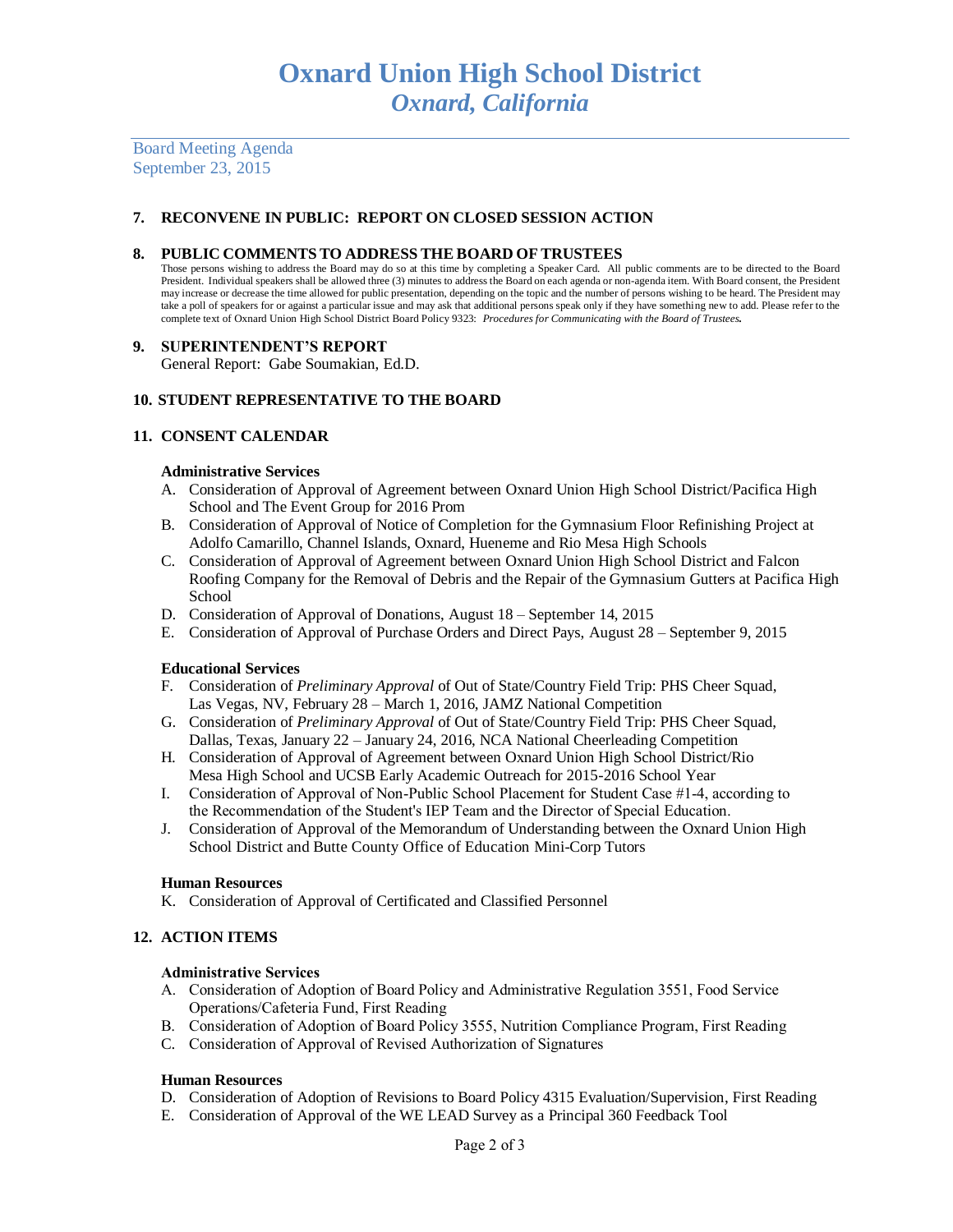# Oxnard Union High School District
*Oxnard, California*

Board Meeting Agenda
September 23, 2015

## 7. RECONVENE IN PUBLIC: REPORT ON CLOSED SESSION ACTION

## 8. PUBLIC COMMENTS TO ADDRESS THE BOARD OF TRUSTEES

Those persons wishing to address the Board may do so at this time by completing a Speaker Card. All public comments are to be directed to the Board President. Individual speakers shall be allowed three (3) minutes to address the Board on each agenda or non-agenda item. With Board consent, the President may increase or decrease the time allowed for public presentation, depending on the topic and the number of persons wishing to be heard. The President may take a poll of speakers for or against a particular issue and may ask that additional persons speak only if they have something new to add. Please refer to the complete text of Oxnard Union High School District Board Policy 9323: ***Procedures for Communicating with the Board of Trustees.***

## 9. SUPERINTENDENT'S REPORT

General Report: Gabe Soumakian, Ed.D.

## 10. STUDENT REPRESENTATIVE TO THE BOARD

## 11. CONSENT CALENDAR

**Administrative Services**

A. Consideration of Approval of Agreement between Oxnard Union High School District/Pacifica High School and The Event Group for 2016 Prom
B. Consideration of Approval of Notice of Completion for the Gymnasium Floor Refinishing Project at Adolfo Camarillo, Channel Islands, Oxnard, Hueneme and Rio Mesa High Schools
C. Consideration of Approval of Agreement between Oxnard Union High School District and Falcon Roofing Company for the Removal of Debris and the Repair of the Gymnasium Gutters at Pacifica High School
D. Consideration of Approval of Donations, August 18 – September 14, 2015
E. Consideration of Approval of Purchase Orders and Direct Pays, August 28 – September 9, 2015

**Educational Services**

F. Consideration of *Preliminary Approval* of Out of State/Country Field Trip: PHS Cheer Squad, Las Vegas, NV, February 28 – March 1, 2016, JAMZ National Competition
G. Consideration of *Preliminary Approval* of Out of State/Country Field Trip: PHS Cheer Squad, Dallas, Texas, January 22 – January 24, 2016, NCA National Cheerleading Competition
H. Consideration of Approval of Agreement between Oxnard Union High School District/Rio Mesa High School and UCSB Early Academic Outreach for 2015-2016 School Year
I. Consideration of Approval of Non-Public School Placement for Student Case #1-4, according to the Recommendation of the Student's IEP Team and the Director of Special Education.
J. Consideration of Approval of the Memorandum of Understanding between the Oxnard Union High School District and Butte County Office of Education Mini-Corp Tutors

**Human Resources**

K. Consideration of Approval of Certificated and Classified Personnel

## 12. ACTION ITEMS

**Administrative Services**

A. Consideration of Adoption of Board Policy and Administrative Regulation 3551, Food Service Operations/Cafeteria Fund, First Reading
B. Consideration of Adoption of Board Policy 3555, Nutrition Compliance Program, First Reading
C. Consideration of Approval of Revised Authorization of Signatures

**Human Resources**

D. Consideration of Adoption of Revisions to Board Policy 4315 Evaluation/Supervision, First Reading
E. Consideration of Approval of the WE LEAD Survey as a Principal 360 Feedback Tool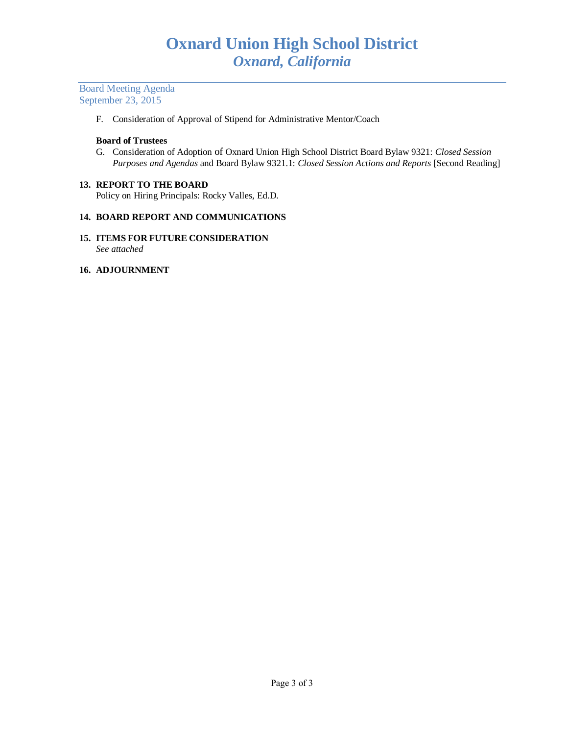F. Consideration of Approval of Stipend for Administrative Mentor/Coach

**Board of Trustees**

G. Consideration of Adoption of Oxnard Union High School District Board Bylaw 9321: *Closed Session Purposes and Agendas* and Board Bylaw 9321.1: *Closed Session Actions and Reports* [Second Reading]

**13. REPORT TO THE BOARD**

Policy on Hiring Principals: Rocky Valles, Ed.D.

**14. BOARD REPORT AND COMMUNICATIONS**

**15. ITEMS FOR FUTURE CONSIDERATION**

*See attached*

**16. ADJOURNMENT**